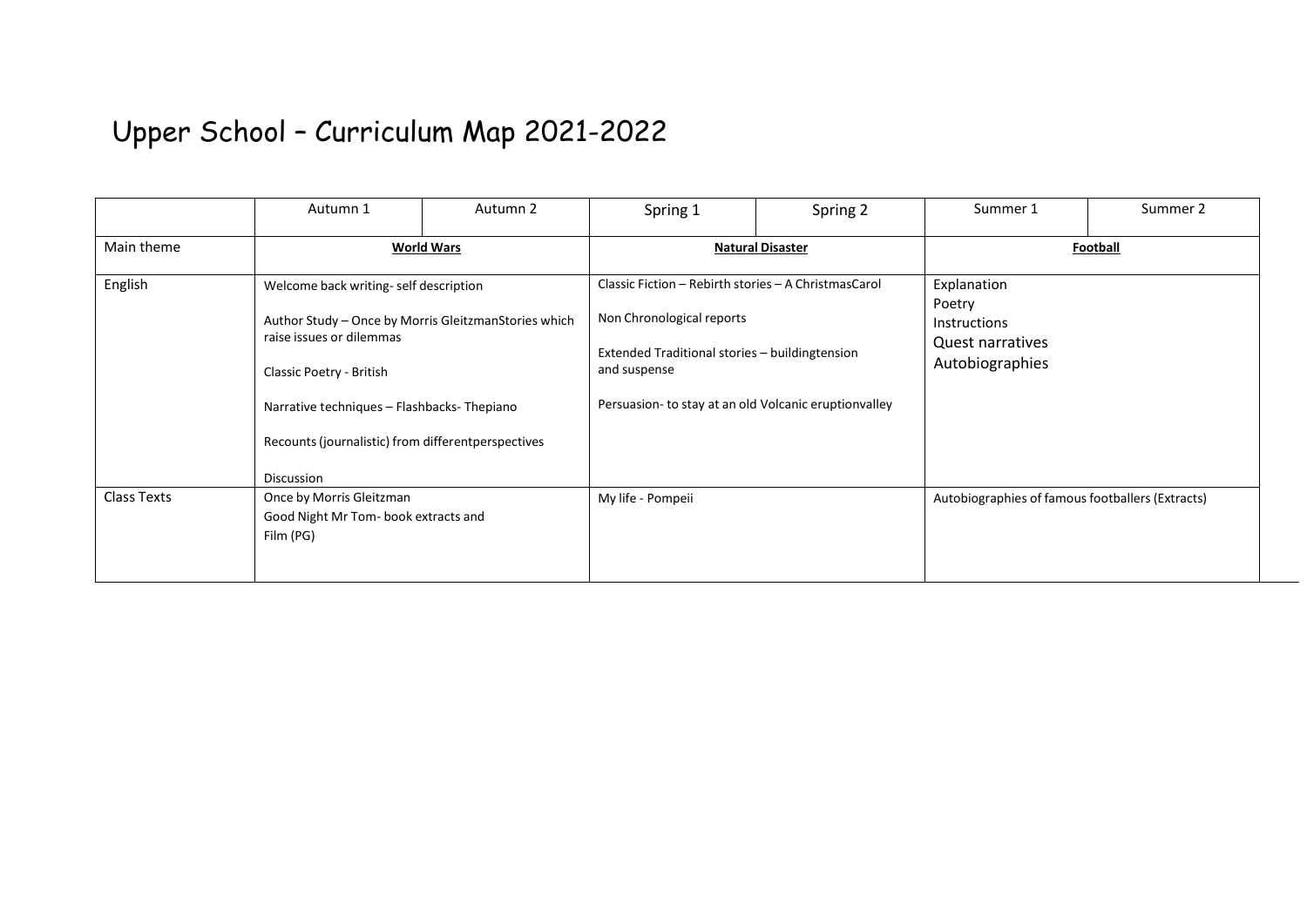# Upper School – Curriculum Map 2021-2022

| | Autumn 1 | Autumn 2 | Spring 1 | Spring 2 | Summer 1 | Summer 2 |
|---|---|---|---|---|---|---|
| Main theme | **World Wars** | | **Natural Disaster** | | **Football** | |
| English | Welcome back writing- self description<br><br>Author Study – Once by Morris GleitzmanStories which raise issues or dilemmas<br><br>Classic Poetry - British<br><br>Narrative techniques – Flashbacks- Thepiano<br><br>Recounts (journalistic) from differentperspectives<br><br>Discussion | | Classic Fiction – Rebirth stories – A ChristmasCarol<br><br>Non Chronological reports<br><br>Extended Traditional stories – buildingtension and suspense<br><br>Persuasion- to stay at an old Volcanic eruptionvalley | | Explanation<br>Poetry<br>Instructions<br>Quest narratives<br>Autobiographies | |
| Class Texts | Once by Morris Gleitzman<br>Good Night Mr Tom- book extracts and Film (PG) | | My life - Pompeii | | Autobiographies of famous footballers (Extracts) | |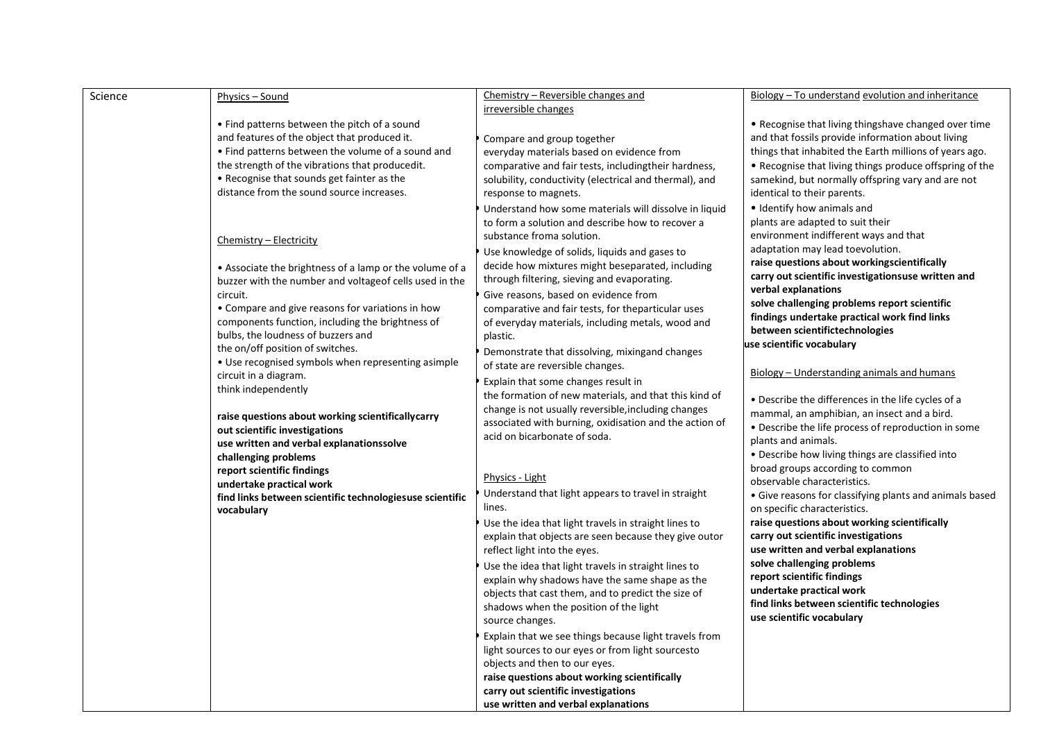| Science | Physics – Sound<br><br>• Find patterns between the pitch of a sound and features of the object that produced it.<br>• Find patterns between the volume of a sound and the strength of the vibrations that producedit.<br>• Recognise that sounds get fainter as the distance from the sound source increases.<br><br>Chemistry – Electricity<br><br>• Associate the brightness of a lamp or the volume of a buzzer with the number and voltageof cells used in the circuit.<br>• Compare and give reasons for variations in how components function, including the brightness of bulbs, the loudness of buzzers and the on/off position of switches.<br>• Use recognised symbols when representing asimple circuit in a diagram.<br>think independently<br><br>**raise questions about working scientificallycarry out scientific investigations**<br>**use written and verbal explanationssolve challenging problems**<br>**report scientific findings**<br>**undertake practical work**<br>**find links between scientific technologiesuse scientific vocabulary** | Chemistry – Reversible changes and irreversible changes<br><br>• Compare and group together everyday materials based on evidence from comparative and fair tests, includingtheir hardness, solubility, conductivity (electrical and thermal), and response to magnets.<br>• Understand how some materials will dissolve in liquid to form a solution and describe how to recover a substance froma solution.<br>• Use knowledge of solids, liquids and gases to decide how mixtures might beseparated, including through filtering, sieving and evaporating.<br>• Give reasons, based on evidence from comparative and fair tests, for theparticular uses of everyday materials, including metals, wood and plastic.<br>• Demonstrate that dissolving, mixingand changes of state are reversible changes.<br>• Explain that some changes result in the formation of new materials, and that this kind of change is not usually reversible,including changes associated with burning, oxidisation and the action of acid on bicarbonate of soda.<br><br>Physics - Light<br><br>• Understand that light appears to travel in straight lines.<br>• Use the idea that light travels in straight lines to explain that objects are seen because they give outor reflect light into the eyes.<br>• Use the idea that light travels in straight lines to explain why shadows have the same shape as the objects that cast them, and to predict the size of shadows when the position of the light source changes.<br>• Explain that we see things because light travels from light sources to our eyes or from light sourcesto objects and then to our eyes.<br>**raise questions about working scientifically**<br>**carry out scientific investigations**<br>**use written and verbal explanations** | Biology – To understand evolution and inheritance<br><br>• Recognise that living thingshave changed over time and that fossils provide information about living things that inhabited the Earth millions of years ago.<br>• Recognise that living things produce offspring of the samekind, but normally offspring vary and are not identical to their parents.<br>• Identify how animals and plants are adapted to suit their environment indifferent ways and that adaptation may lead toevolution.<br>**raise questions about workingscientifically**<br>**carry out scientific investigationsuse written and verbal explanations**<br>**solve challenging problems report scientific findings undertake practical work find links between scientifictechnologies**<br>**use scientific vocabulary**<br><br>Biology – Understanding animals and humans<br><br>• Describe the differences in the life cycles of a mammal, an amphibian, an insect and a bird.<br>• Describe the life process of reproduction in some plants and animals.<br>• Describe how living things are classified into broad groups according to common observable characteristics.<br>• Give reasons for classifying plants and animals based on specific characteristics.<br>**raise questions about working scientifically**<br>**carry out scientific investigations**<br>**use written and verbal explanations**<br>**solve challenging problems**<br>**report scientific findings**<br>**undertake practical work**<br>**find links between scientific technologies**<br>**use scientific vocabulary** |
|---|---|---|---|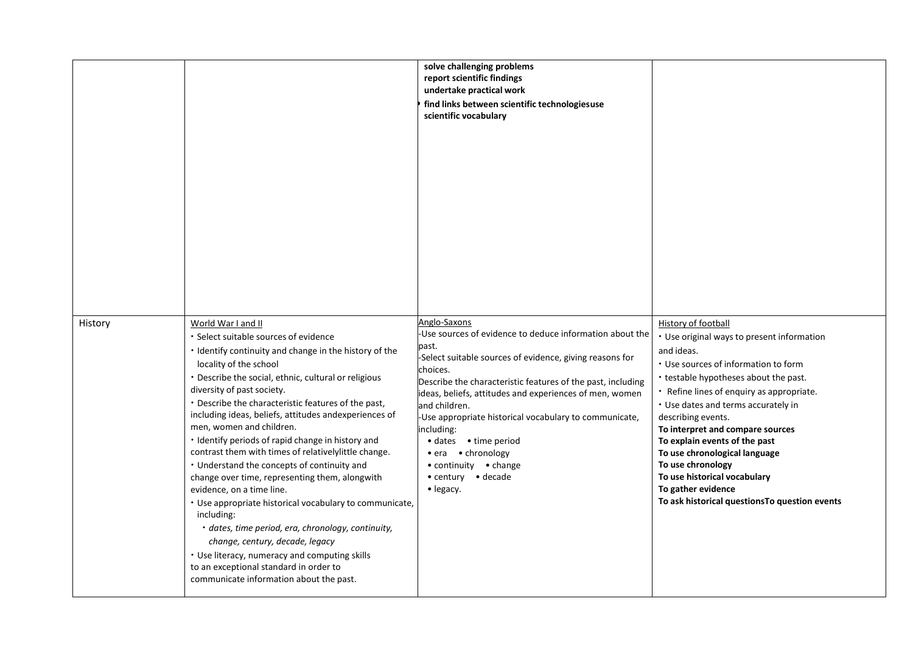| | | | |
|---|---|---|---|
| | | solve challenging problems<br>report scientific findings<br>undertake practical work<br>• find links between scientific technologiesuse scientific vocabulary | |
| History | World War I and II<br>• Select suitable sources of evidence<br>• Identify continuity and change in the history of the locality of the school<br>• Describe the social, ethnic, cultural or religious diversity of past society.<br>• Describe the characteristic features of the past, including ideas, beliefs, attitudes andexperiences of men, women and children.<br>• Identify periods of rapid change in history and contrast them with times of relativelylittle change.<br>• Understand the concepts of continuity and change over time, representing them, alongwith evidence, on a time line.<br>• Use appropriate historical vocabulary to communicate, including:<br>*• dates, time period, era, chronology, continuity, change, century, decade, legacy*<br>• Use literacy, numeracy and computing skills to an exceptional standard in order to communicate information about the past. | Anglo-Saxons<br>-Use sources of evidence to deduce information about the past.<br>-Select suitable sources of evidence, giving reasons for choices.<br>Describe the characteristic features of the past, including ideas, beliefs, attitudes and experiences of men, women and children.<br>-Use appropriate historical vocabulary to communicate, including:<br>• dates • time period<br>• era • chronology<br>• continuity • change<br>• century • decade<br>• legacy. | History of football<br>• Use original ways to present information and ideas.<br>• Use sources of information to form<br>• testable hypotheses about the past.<br>• Refine lines of enquiry as appropriate.<br>• Use dates and terms accurately in describing events.<br>**To interpret and compare sources**<br>**To explain events of the past**<br>**To use chronological language**<br>**To use chronology**<br>**To use historical vocabulary**<br>**To gather evidence**<br>**To ask historical questionsTo question events** |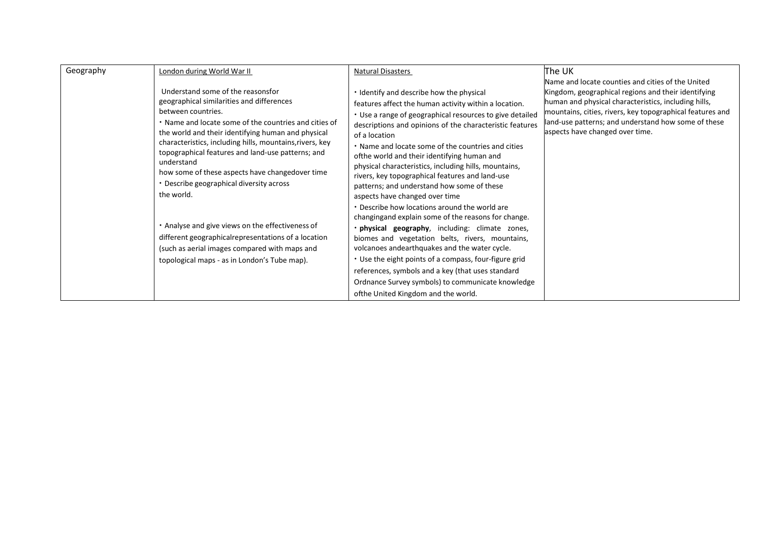| Geography | London during World War II | Natural Disasters | The UK |
|---|---|---|---|
| | Understand some of the reasonsfor geographical similarities and differences between countries.<br>• Name and locate some of the countries and cities of the world and their identifying human and physical characteristics, including hills, mountains,rivers, key topographical features and land-use patterns; and understand how some of these aspects have changedover time<br>• Describe geographical diversity across the world.<br><br>• Analyse and give views on the effectiveness of different geographicalrepresentations of a location (such as aerial images compared with maps and topological maps - as in London's Tube map). | • Identify and describe how the physical features affect the human activity within a location.<br>• Use a range of geographical resources to give detailed descriptions and opinions of the characteristic features of a location<br>• Name and locate some of the countries and cities ofthe world and their identifying human and physical characteristics, including hills, mountains, rivers, key topographical features and land-use patterns; and understand how some of these aspects have changed over time<br>• Describe how locations around the world are changingand explain some of the reasons for change.<br>• **physical geography**, including: climate zones, biomes and vegetation belts, rivers, mountains, volcanoes andearthquakes and the water cycle.<br>• Use the eight points of a compass, four-figure grid references, symbols and a key (that uses standard Ordnance Survey symbols) to communicate knowledge ofthe United Kingdom and the world. | Name and locate counties and cities of the United Kingdom, geographical regions and their identifying human and physical characteristics, including hills, mountains, cities, rivers, key topographical features and land-use patterns; and understand how some of these aspects have changed over time. |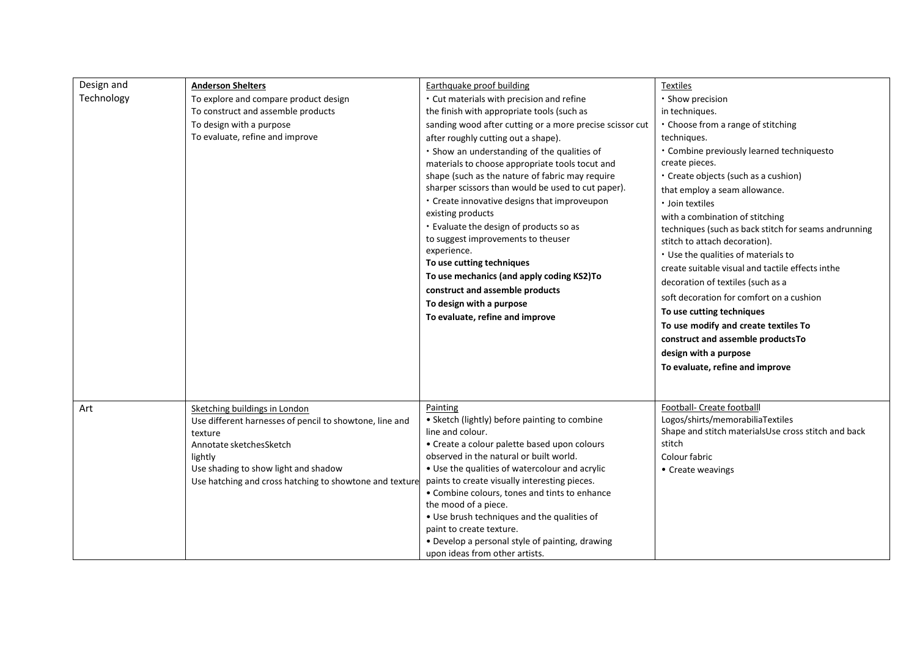| Design and Technology | **Anderson Shelters**<br>To explore and compare product design<br>To construct and assemble products<br>To design with a purpose<br>To evaluate, refine and improve | Earthquake proof building<br>• Cut materials with precision and refine the finish with appropriate tools (such as sanding wood after cutting or a more precise scissor cut after roughly cutting out a shape).<br>• Show an understanding of the qualities of materials to choose appropriate tools tocut and shape (such as the nature of fabric may require sharper scissors than would be used to cut paper).<br>• Create innovative designs that improveupon existing products<br>• Evaluate the design of products so as to suggest improvements to theuser experience.<br>**To use cutting techniques**<br>**To use mechanics (and apply coding KS2)To construct and assemble products**<br>**To design with a purpose**<br>**To evaluate, refine and improve** | Textiles<br>• Show precision in techniques.<br>• Choose from a range of stitching techniques.<br>• Combine previously learned techniquesto create pieces.<br>• Create objects (such as a cushion) that employ a seam allowance.<br>• Join textiles with a combination of stitching techniques (such as back stitch for seams andrunning stitch to attach decoration).<br>• Use the qualities of materials to create suitable visual and tactile effects inthe decoration of textiles (such as a soft decoration for comfort on a cushion<br>**To use cutting techniques**<br>**To use modify and create textiles To construct and assemble productsTo design with a purpose**<br>**To evaluate, refine and improve** |
|---|---|---|---|
| Art | Sketching buildings in London<br>Use different harnesses of pencil to showtone, line and texture<br>Annotate sketchesSketch lightly<br>Use shading to show light and shadow<br>Use hatching and cross hatching to showtone and texture | Painting<br>• Sketch (lightly) before painting to combine line and colour.<br>• Create a colour palette based upon colours observed in the natural or built world.<br>• Use the qualities of watercolour and acrylic paints to create visually interesting pieces.<br>• Combine colours, tones and tints to enhance the mood of a piece.<br>• Use brush techniques and the qualities of paint to create texture.<br>• Develop a personal style of painting, drawing upon ideas from other artists. | Football- Create footballl Logos/shirts/memorabiliaTextiles<br>Shape and stitch materialsUse cross stitch and back stitch<br>Colour fabric<br>• Create weavings |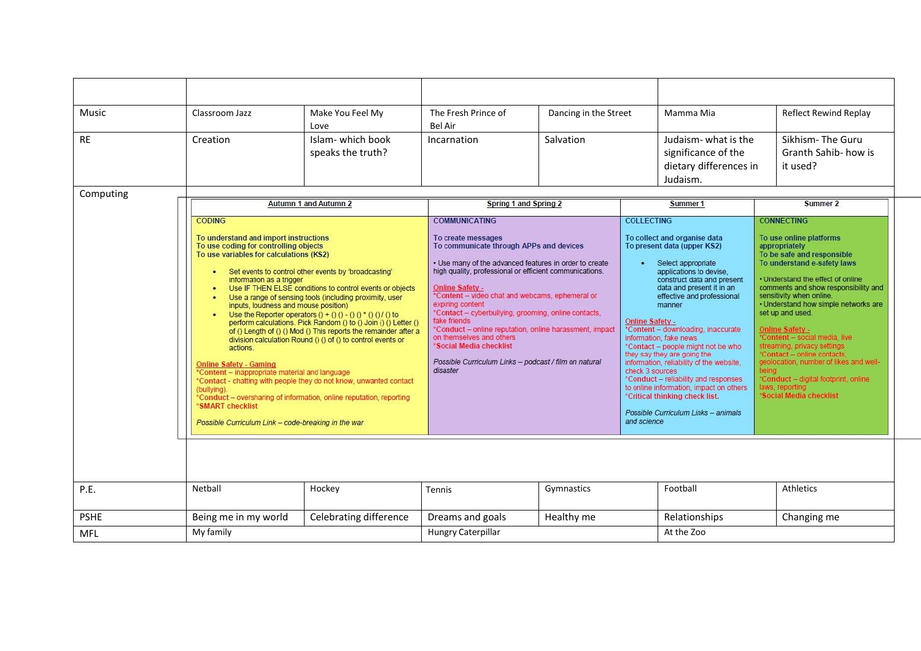| | | | | | | |
|---|---|---|---|---|---|---|
| Music | Classroom Jazz | Make You Feel My Love | The Fresh Prince of Bel Air | Dancing in the Street | Mamma Mia | Reflect Rewind Replay |
| RE | Creation | Islam- which book speaks the truth? | Incarnation | Salvation | Judaism- what is the significance of the dietary differences in Judaism. | Sikhism- The Guru Granth Sahib- how is it used? |
| Computing | | | | | | |
| P.E. | Netball | Hockey | Tennis | Gymnastics | Football | Athletics |
| PSHE | Being me in my world | Celebrating difference | Dreams and goals | Healthy me | Relationships | Changing me |
| MFL | My family | | Hungry Caterpillar | | At the Zoo | |

**Computing**

| Autumn 1 and Autumn 2 | Spring 1 and Spring 2 | Summer 1 | Summer 2 |
|---|---|---|---|
| CODING<br><br>**To understand and import instructions**<br>**To use coding for controlling objects**<br>**To use variables for calculations (KS2)**<br><br>• Set events to control other events by 'broadcasting' information as a trigger<br>• Use IF THEN ELSE conditions to control events or objects<br>• Use a range of sensing tools (including proximity, user inputs, loudness and mouse position)<br>• Use the Reporter operators () + () () - () () * () () / () to perform calculations. Pick Random () to () Join () () Letter () of () Length of () () Mod () This reports the remainder after a division calculation Round () () of () to control events or actions.<br><br>**Online Safety - Gaming**<br>*Content – inappropriate material and language<br>*Contact - chatting with people they do not know, unwanted contact (bullying).<br>*Conduct – oversharing of information, online reputation, reporting<br>***SMART checklist**<br><br>*Possible Curriculum Link – code-breaking in the war* | COMMUNICATING<br><br>**To create messages**<br>**To communicate through APPs and devices**<br><br>• Use many of the advanced features in order to create high quality, professional or efficient communications.<br><br>**Online Safety -**<br>*Content – video chat and webcams, ephemeral or expiring content<br>*Contact – cyberbullying, grooming, online contacts, fake friends<br>*Conduct – online reputation, online harassment, impact on themselves and others<br>***Social Media checklist**<br><br>*Possible Curriculum Links – podcast / film on natural disaster* | COLLECTING<br><br>**To collect and organise data**<br>**To present data (upper KS2)**<br><br>• Select appropriate applications to devise, construct data and present data and present it in an effective and professional manner<br><br>**Online Safety -**<br>*Content – downloading, inaccurate information, fake news<br>*Contact – people might not be who they say they are going the information, reliability of the website, check 3 sources<br>*Conduct – reliability and responses to online information, impact on others<br>***Critical thinking check list.**<br><br>*Possible Curriculum Links – animals and science* | CONNECTING<br><br>**To use online platforms appropriately**<br>**To be safe and responsible**<br>**To understand e-safety laws**<br><br>• Understand the effect of online comments and show responsibility and sensitivity when online.<br>• Understand how simple networks are set up and used.<br><br>**Online Safety -**<br>*Content – social media, live streaming, privacy settings<br>*Contact – online contacts, geolocation, number of likes and well-being<br>*Conduct – digital footprint, online laws, reporting<br>***Social Media checklist** |